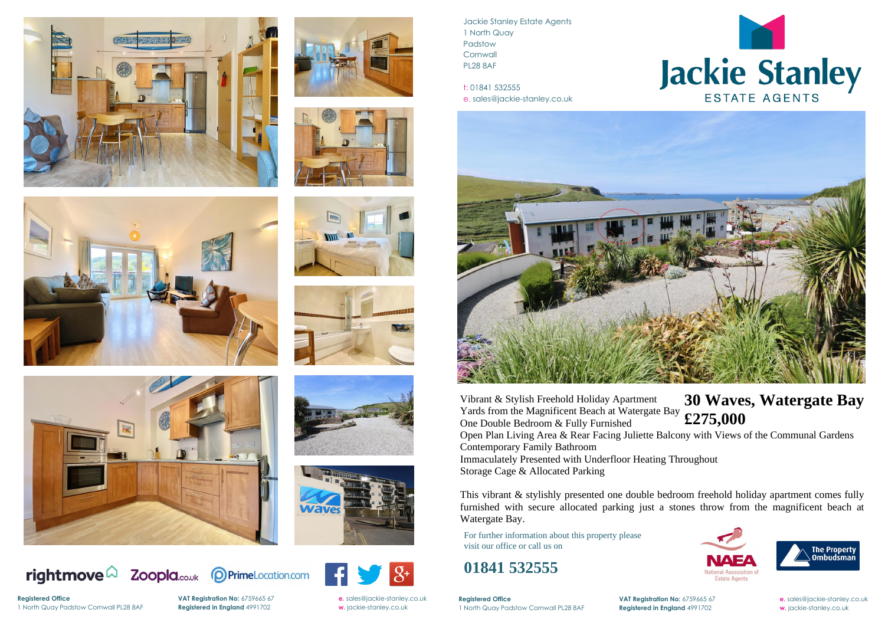Jackie Stanley Estate Agents
1 North Quay
Padstow
Cornwall
PL28 8AF

t: 01841 532555
e. sales@jackie-stanley.co.uk

# Jackie Stanley
ESTATE AGENTS

## 30 Waves, Watergate Bay
## £275,000

Vibrant & Stylish Freehold Holiday Apartment
Yards from the Magnificent Beach at Watergate Bay
One Double Bedroom & Fully Furnished
Open Plan Living Area & Rear Facing Juliette Balcony with Views of the Communal Gardens
Contemporary Family Bathroom
Immaculately Presented with Underfloor Heating Throughout
Storage Cage & Allocated Parking

This vibrant & stylishly presented one double bedroom freehold holiday apartment comes fully furnished with secure allocated parking just a stones throw from the magnificent beach at Watergate Bay.

For further information about this property please visit our office or call us on

**01841 532555**

NAEA National Association of Estate Agents

The Property Ombudsman

rightmove Zoopla.co.uk PrimeLocation.com

**Registered Office**
1 North Quay Padstow Cornwall PL28 8AF

**VAT Registration No:** 6759665 67
**Registered in England** 4991702

**e.** sales@jackie-stanley.co.uk
**w.** jackie-stanley.co.uk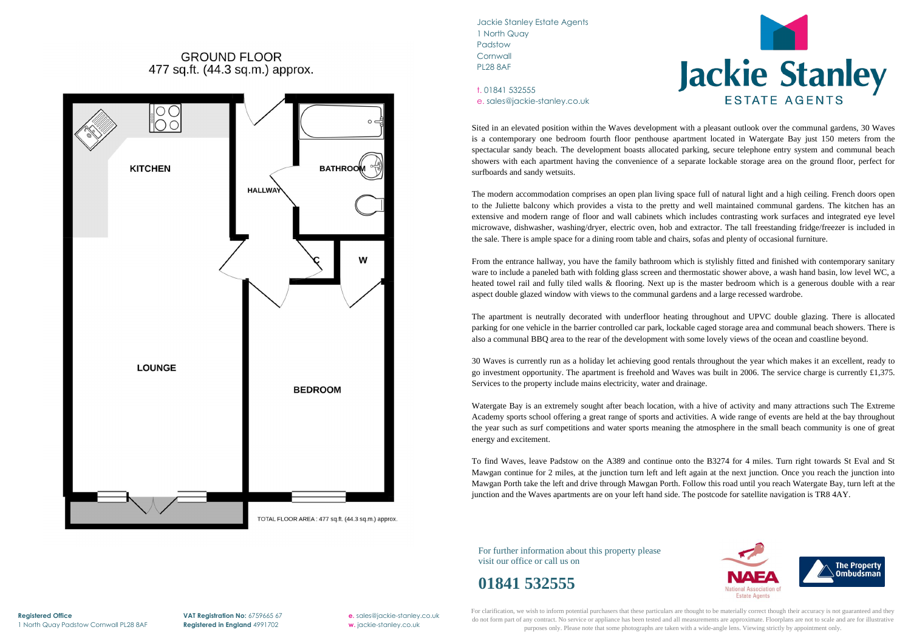## GROUND FLOOR
477 sq.ft. (44.3 sq.m.) approx.

KITCHEN

BATHROOM

HALLWAY

C

W

LOUNGE

BEDROOM

TOTAL FLOOR AREA : 477 sq.ft. (44.3 sq.m.) approx.

Jackie Stanley Estate Agents
1 North Quay
Padstow
Cornwall
PL28 8AF

t. 01841 532555
e. sales@jackie-stanley.co.uk

**Jackie Stanley**
ESTATE AGENTS

Sited in an elevated position within the Waves development with a pleasant outlook over the communal gardens, 30 Waves is a contemporary one bedroom fourth floor penthouse apartment located in Watergate Bay just 150 meters from the spectacular sandy beach. The development boasts allocated parking, secure telephone entry system and communal beach showers with each apartment having the convenience of a separate lockable storage area on the ground floor, perfect for surfboards and sandy wetsuits.

The modern accommodation comprises an open plan living space full of natural light and a high ceiling. French doors open to the Juliette balcony which provides a vista to the pretty and well maintained communal gardens. The kitchen has an extensive and modern range of floor and wall cabinets which includes contrasting work surfaces and integrated eye level microwave, dishwasher, washing/dryer, electric oven, hob and extractor. The tall freestanding fridge/freezer is included in the sale. There is ample space for a dining room table and chairs, sofas and plenty of occasional furniture.

From the entrance hallway, you have the family bathroom which is stylishly fitted and finished with contemporary sanitary ware to include a paneled bath with folding glass screen and thermostatic shower above, a wash hand basin, low level WC, a heated towel rail and fully tiled walls & flooring. Next up is the master bedroom which is a generous double with a rear aspect double glazed window with views to the communal gardens and a large recessed wardrobe.

The apartment is neutrally decorated with underfloor heating throughout and UPVC double glazing. There is allocated parking for one vehicle in the barrier controlled car park, lockable caged storage area and communal beach showers. There is also a communal BBQ area to the rear of the development with some lovely views of the ocean and coastline beyond.

30 Waves is currently run as a holiday let achieving good rentals throughout the year which makes it an excellent, ready to go investment opportunity. The apartment is freehold and Waves was built in 2006. The service charge is currently £1,375. Services to the property include mains electricity, water and drainage.

Watergate Bay is an extremely sought after beach location, with a hive of activity and many attractions such The Extreme Academy sports school offering a great range of sports and activities. A wide range of events are held at the bay throughout the year such as surf competitions and water sports meaning the atmosphere in the small beach community is one of great energy and excitement.

To find Waves, leave Padstow on the A389 and continue onto the B3274 for 4 miles. Turn right towards St Eval and St Mawgan continue for 2 miles, at the junction turn left and left again at the next junction. Once you reach the junction into Mawgan Porth take the left and drive through Mawgan Porth. Follow this road until you reach Watergate Bay, turn left at the junction and the Waves apartments are on your left hand side. The postcode for satellite navigation is TR8 4AY.

For further information about this property please visit our office or call us on

**01841 532555**

NAEA National Association of Estate Agents

The Property Ombudsman

**Registered Office**
1 North Quay Padstow Cornwall PL28 8AF

**VAT Registration No:** 6759665 67
**Registered in England** 4991702

**e.** sales@jackie-stanley.co.uk
**w.** jackie-stanley.co.uk

For clarification, we wish to inform potential purchasers that these particulars are thought to be materially correct though their accuracy is not guaranteed and they do not form part of any contract. No service or appliance has been tested and all measurements are approximate. Floorplans are not to scale and are for illustrative purposes only. Please note that some photographs are taken with a wide-angle lens. Viewing strictly by appointment only.